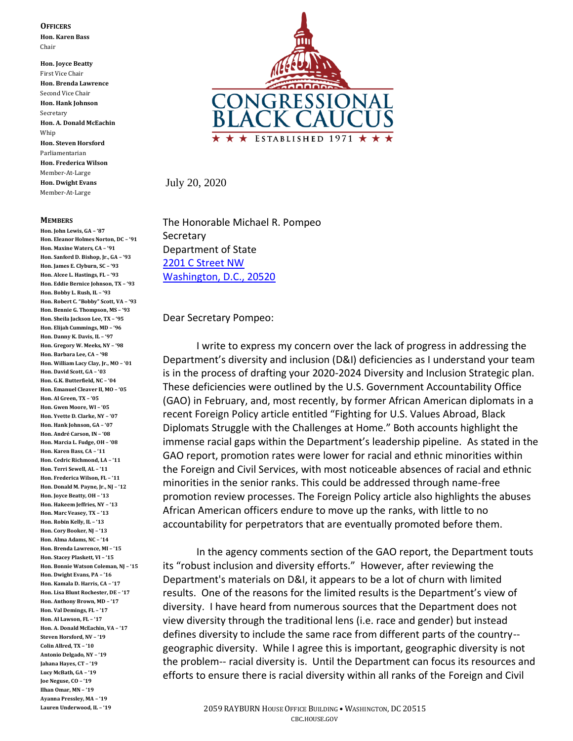**CONGRESSIONAL BLACK CAUCUS**

★ ★ ★ ESTABLISHED 1971 ★ ★ ★

**OFFICERS**

**Hon. Karen Bass**
Chair

**Hon. Joyce Beatty**
First Vice Chair

**Hon. Brenda Lawrence**
Second Vice Chair

**Hon. Hank Johnson**
Secretary

**Hon. A. Donald McEachin**
Whip

**Hon. Steven Horsford**
Parliamentarian

**Hon. Frederica Wilson**
Member-At-Large

**Hon. Dwight Evans**
Member-At-Large

**MEMBERS**

**Hon. John Lewis, GA – '87**
**Hon. Eleanor Holmes Norton, DC – '91**
**Hon. Maxine Waters, CA – '91**
**Hon. Sanford D. Bishop, Jr., GA – '93**
**Hon. James E. Clyburn, SC – '93**
**Hon. Alcee L. Hastings, FL – '93**
**Hon. Eddie Bernice Johnson, TX – '93**
**Hon. Bobby L. Rush, IL – '93**
**Hon. Robert C. "Bobby" Scott, VA – '93**
**Hon. Bennie G. Thompson, MS – '93**
**Hon. Sheila Jackson Lee, TX – '95**
**Hon. Elijah Cummings, MD – '96**
**Hon. Danny K. Davis, IL – '97**
**Hon. Gregory W. Meeks, NY – '98**
**Hon. Barbara Lee, CA – '98**
**Hon. William Lacy Clay, Jr., MO – '01**
**Hon. David Scott, GA – '03**
**Hon. G.K. Butterfield, NC – '04**
**Hon. Emanuel Cleaver II, MO – '05**
**Hon. Al Green, TX – '05**
**Hon. Gwen Moore, WI – '05**
**Hon. Yvette D. Clarke, NY – '07**
**Hon. Hank Johnson, GA – '07**
**Hon. André Carson, IN – '08**
**Hon. Marcia L. Fudge, OH – '08**
**Hon. Karen Bass, CA – '11**
**Hon. Cedric Richmond, LA – '11**
**Hon. Terri Sewell, AL – '11**
**Hon. Frederica Wilson, FL – '11**
**Hon. Donald M. Payne, Jr., NJ – '12**
**Hon. Joyce Beatty, OH – '13**
**Hon. Hakeem Jeffries, NY – '13**
**Hon. Marc Veasey, TX – '13**
**Hon. Robin Kelly, IL – '13**
**Hon. Cory Booker, NJ – '13**
**Hon. Alma Adams, NC – '14**
**Hon. Brenda Lawrence, MI – '15**
**Hon. Stacey Plaskett, VI – '15**
**Hon. Bonnie Watson Coleman, NJ – '15**
**Hon. Dwight Evans, PA – '16**
**Hon. Kamala D. Harris, CA – '17**
**Hon. Lisa Blunt Rochester, DE – '17**
**Hon. Anthony Brown, MD – '17**
**Hon. Val Demings, FL – '17**
**Hon. Al Lawson, FL – '17**
**Hon. A. Donald McEachin, VA – '17**
**Steven Horsford, NV – '19**
**Colin Allred, TX – '10**
**Antonio Delgado, NY – '19**
**Jahana Hayes, CT – '19**
**Lucy McBath, GA – '19**
**Joe Neguse, CO – '19**
**Ilhan Omar, MN – '19**
**Ayanna Pressley, MA – '19**
**Lauren Underwood, IL – '19**

July 20, 2020

The Honorable Michael R. Pompeo
Secretary
Department of State
2201 C Street NW
Washington, D.C., 20520

Dear Secretary Pompeo:

I write to express my concern over the lack of progress in addressing the Department's diversity and inclusion (D&I) deficiencies as I understand your team is in the process of drafting your 2020-2024 Diversity and Inclusion Strategic plan. These deficiencies were outlined by the U.S. Government Accountability Office (GAO) in February, and, most recently, by former African American diplomats in a recent Foreign Policy article entitled "Fighting for U.S. Values Abroad, Black Diplomats Struggle with the Challenges at Home." Both accounts highlight the immense racial gaps within the Department's leadership pipeline. As stated in the GAO report, promotion rates were lower for racial and ethnic minorities within the Foreign and Civil Services, with most noticeable absences of racial and ethnic minorities in the senior ranks. This could be addressed through name-free promotion review processes. The Foreign Policy article also highlights the abuses African American officers endure to move up the ranks, with little to no accountability for perpetrators that are eventually promoted before them.

In the agency comments section of the GAO report, the Department touts its "robust inclusion and diversity efforts." However, after reviewing the Department's materials on D&I, it appears to be a lot of churn with limited results. One of the reasons for the limited results is the Department's view of diversity. I have heard from numerous sources that the Department does not view diversity through the traditional lens (i.e. race and gender) but instead defines diversity to include the same race from different parts of the country-- geographic diversity. While I agree this is important, geographic diversity is not the problem-- racial diversity is. Until the Department can focus its resources and efforts to ensure there is racial diversity within all ranks of the Foreign and Civil

2059 RAYBURN HOUSE OFFICE BUILDING • WASHINGTON, DC 20515
CBC.HOUSE.GOV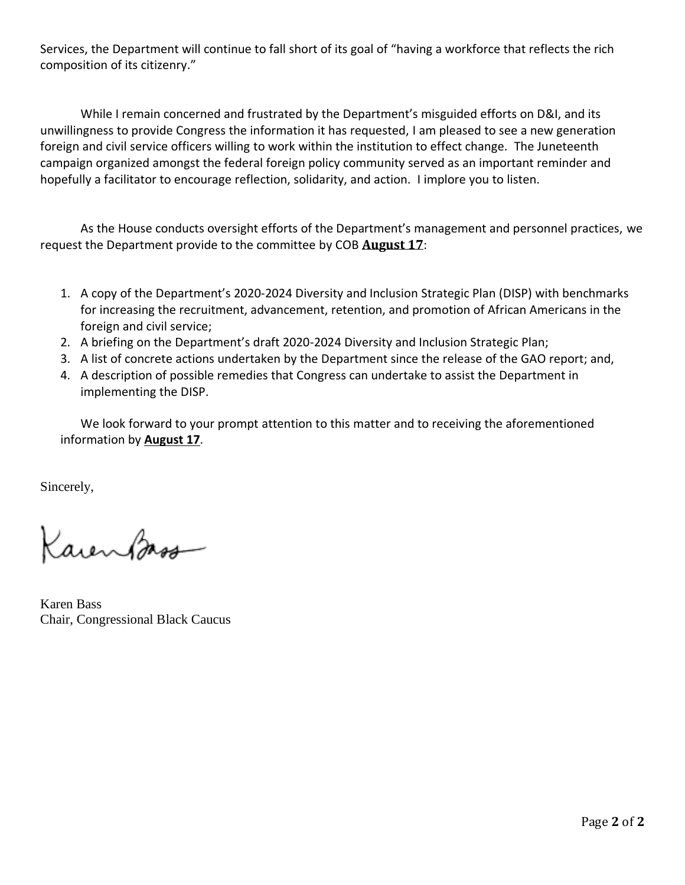Services, the Department will continue to fall short of its goal of "having a workforce that reflects the rich composition of its citizenry."

While I remain concerned and frustrated by the Department's misguided efforts on D&I, and its unwillingness to provide Congress the information it has requested, I am pleased to see a new generation foreign and civil service officers willing to work within the institution to effect change. The Juneteenth campaign organized amongst the federal foreign policy community served as an important reminder and hopefully a facilitator to encourage reflection, solidarity, and action. I implore you to listen.

As the House conducts oversight efforts of the Department's management and personnel practices, we request the Department provide to the committee by COB **August 17**:

1. A copy of the Department's 2020-2024 Diversity and Inclusion Strategic Plan (DISP) with benchmarks for increasing the recruitment, advancement, retention, and promotion of African Americans in the foreign and civil service;
2. A briefing on the Department's draft 2020-2024 Diversity and Inclusion Strategic Plan;
3. A list of concrete actions undertaken by the Department since the release of the GAO report; and,
4. A description of possible remedies that Congress can undertake to assist the Department in implementing the DISP.

We look forward to your prompt attention to this matter and to receiving the aforementioned information by **August 17**.

Sincerely,

Karen Bass

Karen Bass
Chair, Congressional Black Caucus